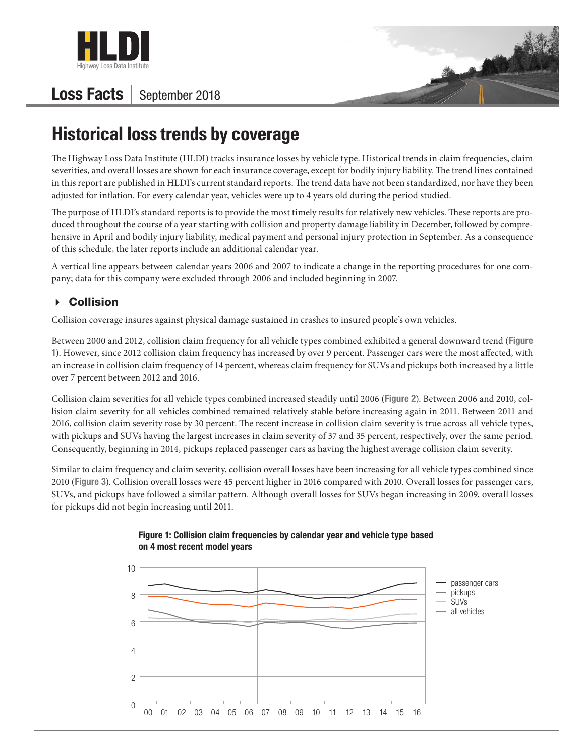# Loss Facts | September 2018

# Historical loss trends by coverage

The Highway Loss Data Institute (HLDI) tracks insurance losses by vehicle type. Historical trends in claim frequencies, claim severities, and overall losses are shown for each insurance coverage, except for bodily injury liability. The trend lines contained in this report are published in HLDI's current standard reports. The trend data have not been standardized, nor have they been adjusted for inflation. For every calendar year, vehicles were up to 4 years old during the period studied.

The purpose of HLDI's standard reports is to provide the most timely results for relatively new vehicles. These reports are produced throughout the course of a year starting with collision and property damage liability in December, followed by comprehensive in April and bodily injury liability, medical payment and personal injury protection in September. As a consequence of this schedule, the later reports include an additional calendar year.

A vertical line appears between calendar years 2006 and 2007 to indicate a change in the reporting procedures for one company; data for this company were excluded through 2006 and included beginning in 2007.

## Collision

Collision coverage insures against physical damage sustained in crashes to insured people's own vehicles.

Between 2000 and 2012, collision claim frequency for all vehicle types combined exhibited a general downward trend (**Figure 1**). However, since 2012 collision claim frequency has increased by over 9 percent. Passenger cars were the most affected, with an increase in collision claim frequency of 14 percent, whereas claim frequency for SUVs and pickups both increased by a little over 7 percent between 2012 and 2016.

Collision claim severities for all vehicle types combined increased steadily until 2006 (**Figure 2**). Between 2006 and 2010, collision claim severity for all vehicles combined remained relatively stable before increasing again in 2011. Between 2011 and 2016, collision claim severity rose by 30 percent. The recent increase in collision claim severity is true across all vehicle types, with pickups and SUVs having the largest increases in claim severity of 37 and 35 percent, respectively, over the same period. Consequently, beginning in 2014, pickups replaced passenger cars as having the highest average collision claim severity.

Similar to claim frequency and claim severity, collision overall losses have been increasing for all vehicle types combined since 2010 (**Figure 3**). Collision overall losses were 45 percent higher in 2016 compared with 2010. Overall losses for passenger cars, SUVs, and pickups have followed a similar pattern. Although overall losses for SUVs began increasing in 2009, overall losses for pickups did not begin increasing until 2011.

**Figure 1: Collision claim frequencies by calendar year and vehicle type based on 4 most recent model years**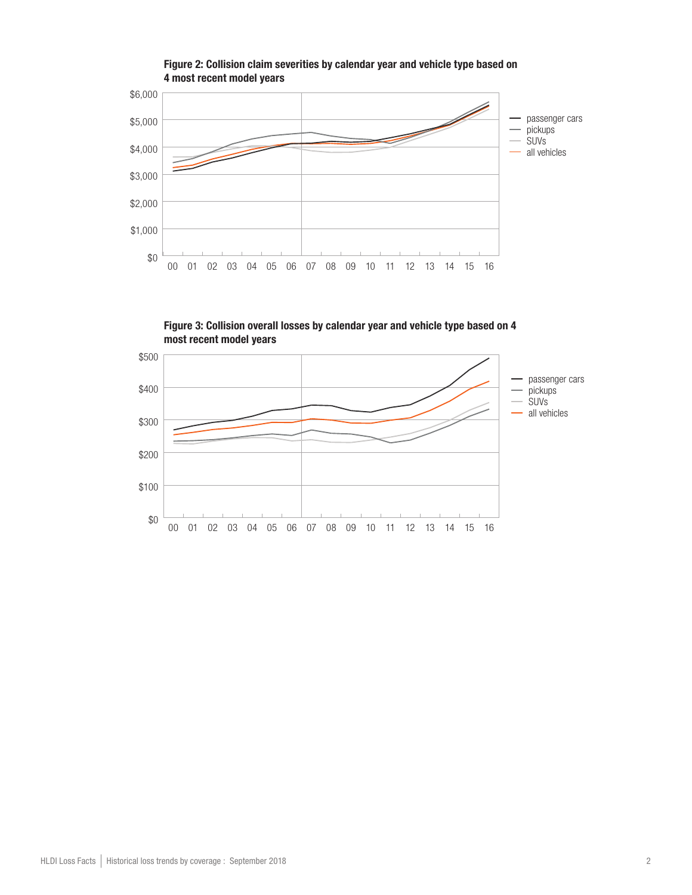**Figure 2: Collision claim severities by calendar year and vehicle type based on 4 most recent model years**

**Figure 3: Collision overall losses by calendar year and vehicle type based on 4 most recent model years**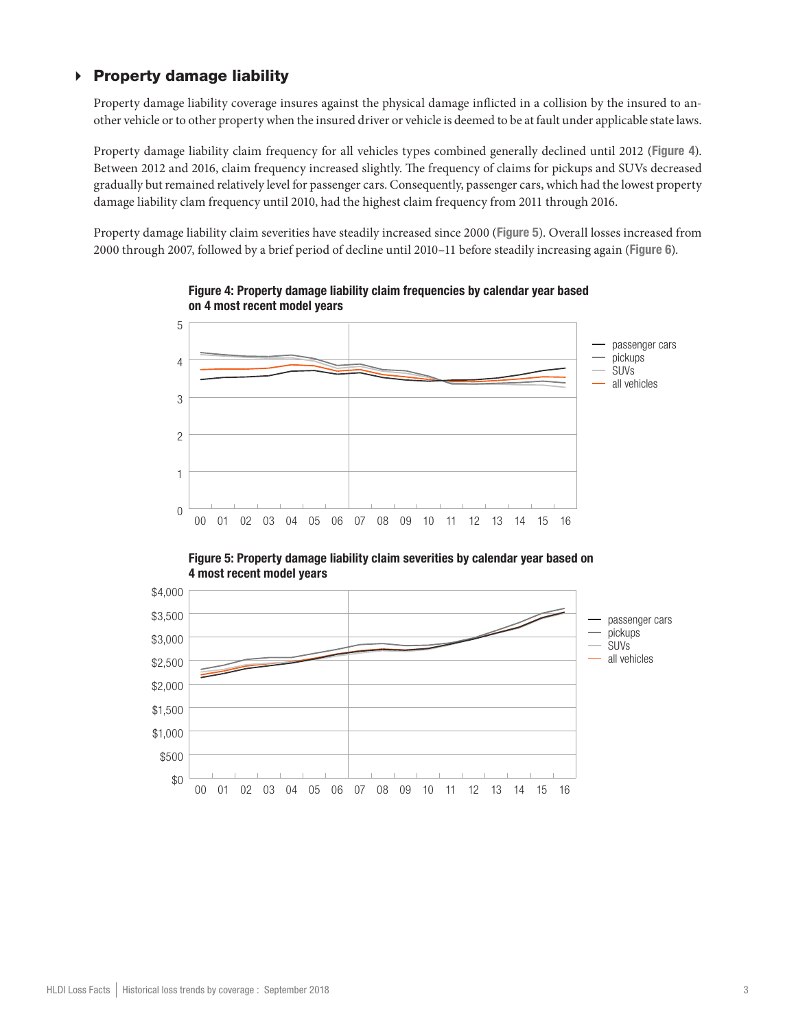## Property damage liability

Property damage liability coverage insures against the physical damage inflicted in a collision by the insured to another vehicle or to other property when the insured driver or vehicle is deemed to be at fault under applicable state laws.

Property damage liability claim frequency for all vehicles types combined generally declined until 2012 (**Figure 4**). Between 2012 and 2016, claim frequency increased slightly. The frequency of claims for pickups and SUVs decreased gradually but remained relatively level for passenger cars. Consequently, passenger cars, which had the lowest property damage liability clam frequency until 2010, had the highest claim frequency from 2011 through 2016.

Property damage liability claim severities have steadily increased since 2000 (**Figure 5**). Overall losses increased from 2000 through 2007, followed by a brief period of decline until 2010–11 before steadily increasing again (**Figure 6**).

**Figure 4: Property damage liability claim frequencies by calendar year based on 4 most recent model years**

**Figure 5: Property damage liability claim severities by calendar year based on 4 most recent model years**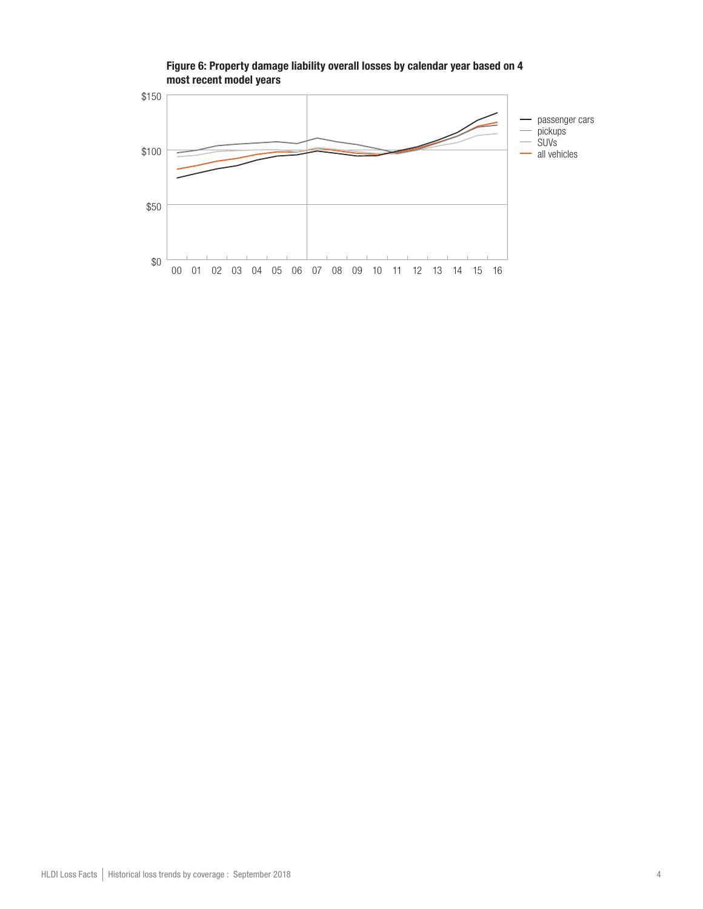**Figure 6: Property damage liability overall losses by calendar year based on 4 most recent model years**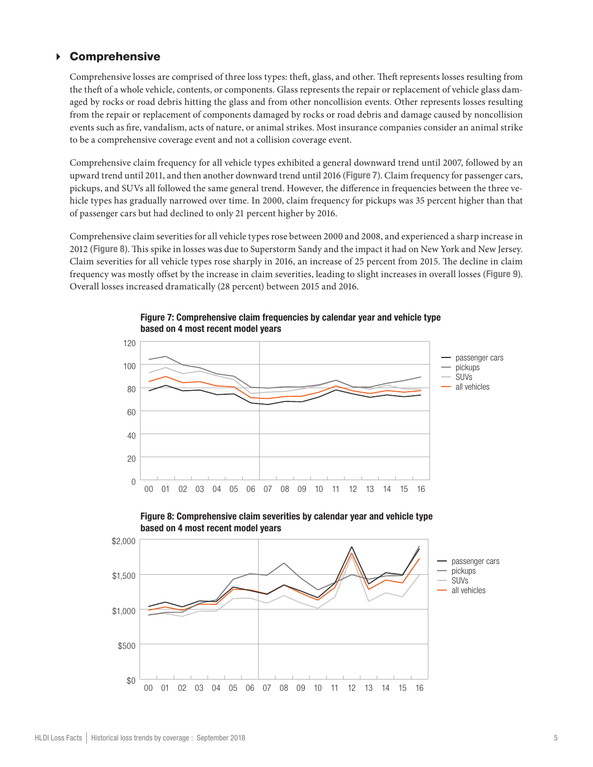## Comprehensive

Comprehensive losses are comprised of three loss types: theft, glass, and other. Theft represents losses resulting from the theft of a whole vehicle, contents, or components. Glass represents the repair or replacement of vehicle glass damaged by rocks or road debris hitting the glass and from other noncollision events. Other represents losses resulting from the repair or replacement of components damaged by rocks or road debris and damage caused by noncollision events such as fire, vandalism, acts of nature, or animal strikes. Most insurance companies consider an animal strike to be a comprehensive coverage event and not a collision coverage event.

Comprehensive claim frequency for all vehicle types exhibited a general downward trend until 2007, followed by an upward trend until 2011, and then another downward trend until 2016 (**Figure 7**). Claim frequency for passenger cars, pickups, and SUVs all followed the same general trend. However, the difference in frequencies between the three vehicle types has gradually narrowed over time. In 2000, claim frequency for pickups was 35 percent higher than that of passenger cars but had declined to only 21 percent higher by 2016.

Comprehensive claim severities for all vehicle types rose between 2000 and 2008, and experienced a sharp increase in 2012 (**Figure 8**). This spike in losses was due to Superstorm Sandy and the impact it had on New York and New Jersey. Claim severities for all vehicle types rose sharply in 2016, an increase of 25 percent from 2015. The decline in claim frequency was mostly offset by the increase in claim severities, leading to slight increases in overall losses (**Figure 9**). Overall losses increased dramatically (28 percent) between 2015 and 2016.

**Figure 7: Comprehensive claim frequencies by calendar year and vehicle type based on 4 most recent model years**

**Figure 8: Comprehensive claim severities by calendar year and vehicle type based on 4 most recent model years**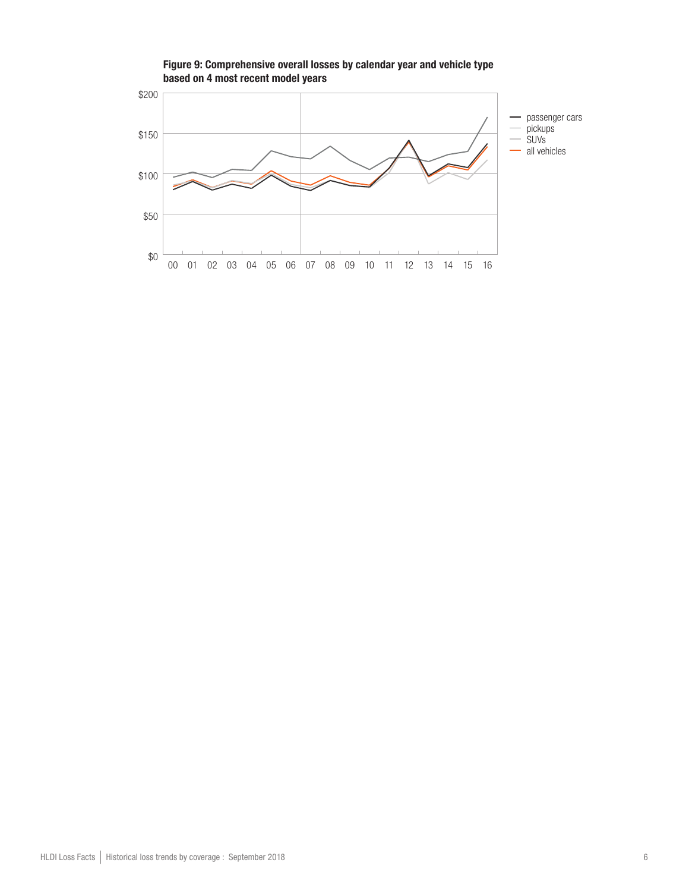**Figure 9: Comprehensive overall losses by calendar year and vehicle type based on 4 most recent model years**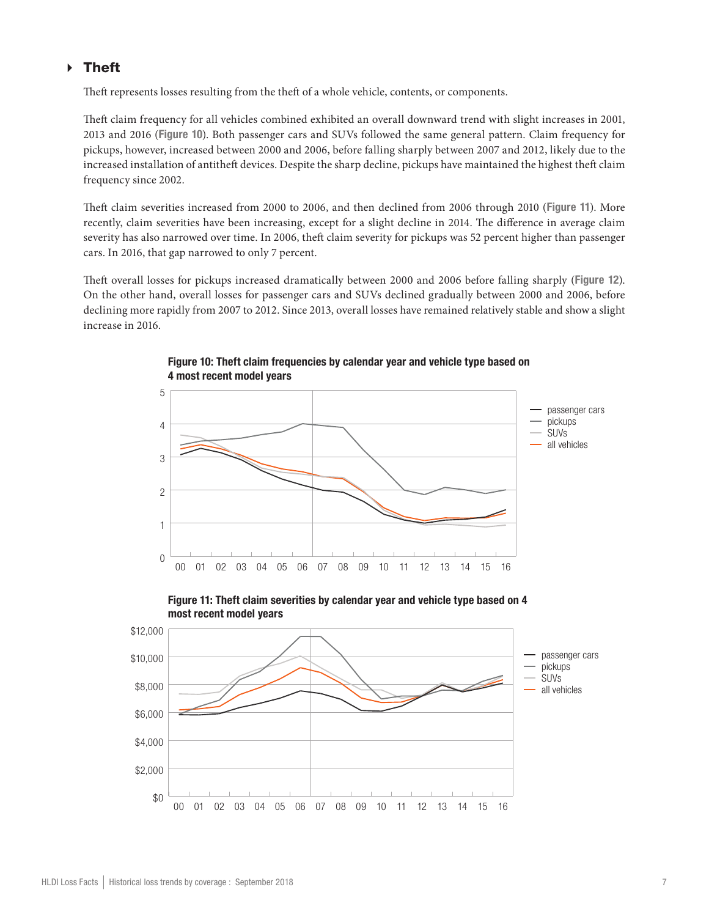## Theft

Theft represents losses resulting from the theft of a whole vehicle, contents, or components.

Theft claim frequency for all vehicles combined exhibited an overall downward trend with slight increases in 2001, 2013 and 2016 (**Figure 10**). Both passenger cars and SUVs followed the same general pattern. Claim frequency for pickups, however, increased between 2000 and 2006, before falling sharply between 2007 and 2012, likely due to the increased installation of antitheft devices. Despite the sharp decline, pickups have maintained the highest theft claim frequency since 2002.

Theft claim severities increased from 2000 to 2006, and then declined from 2006 through 2010 (**Figure 11**). More recently, claim severities have been increasing, except for a slight decline in 2014. The difference in average claim severity has also narrowed over time. In 2006, theft claim severity for pickups was 52 percent higher than passenger cars. In 2016, that gap narrowed to only 7 percent.

Theft overall losses for pickups increased dramatically between 2000 and 2006 before falling sharply (**Figure 12**). On the other hand, overall losses for passenger cars and SUVs declined gradually between 2000 and 2006, before declining more rapidly from 2007 to 2012. Since 2013, overall losses have remained relatively stable and show a slight increase in 2016.

**Figure 10: Theft claim frequencies by calendar year and vehicle type based on 4 most recent model years**

**Figure 11: Theft claim severities by calendar year and vehicle type based on 4 most recent model years**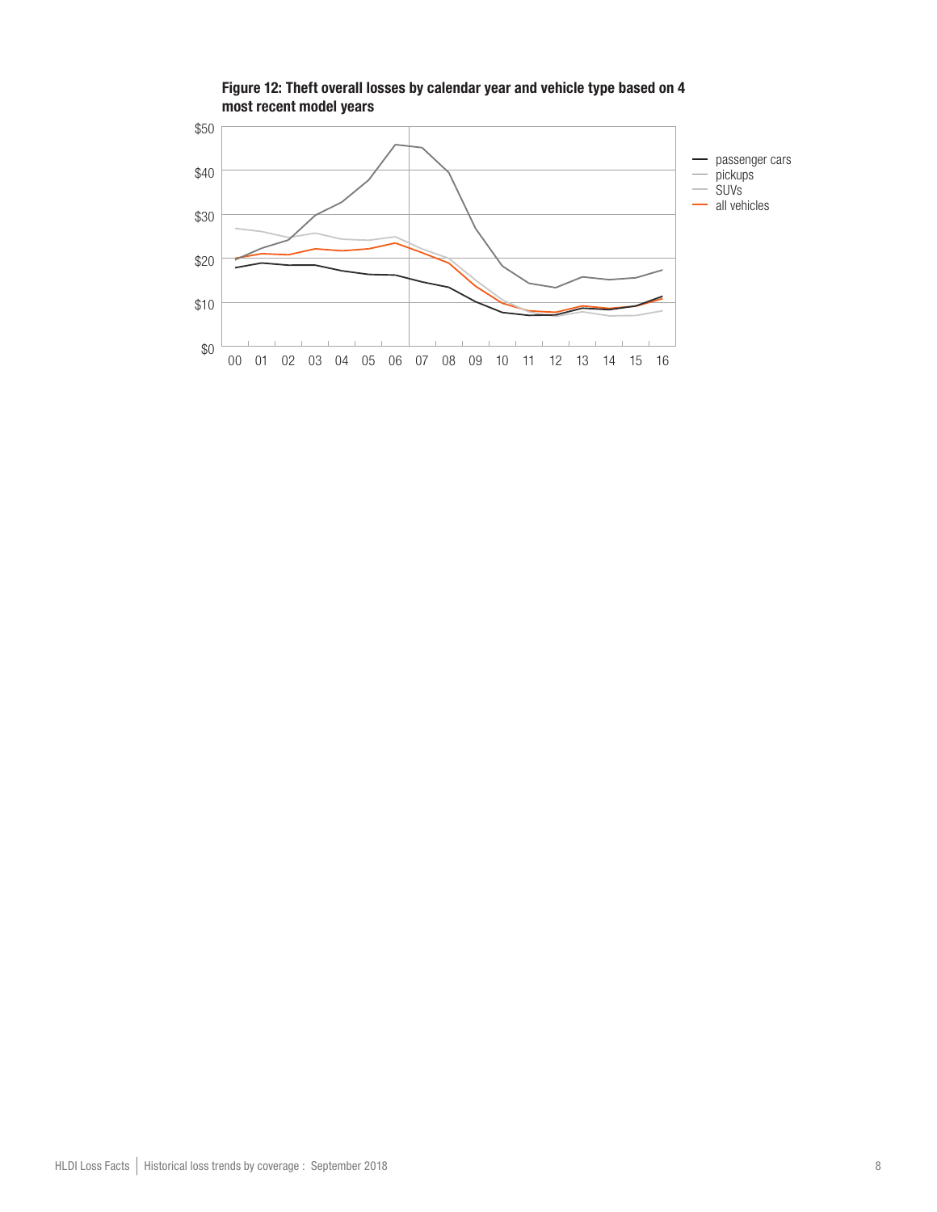**Figure 12: Theft overall losses by calendar year and vehicle type based on 4 most recent model years**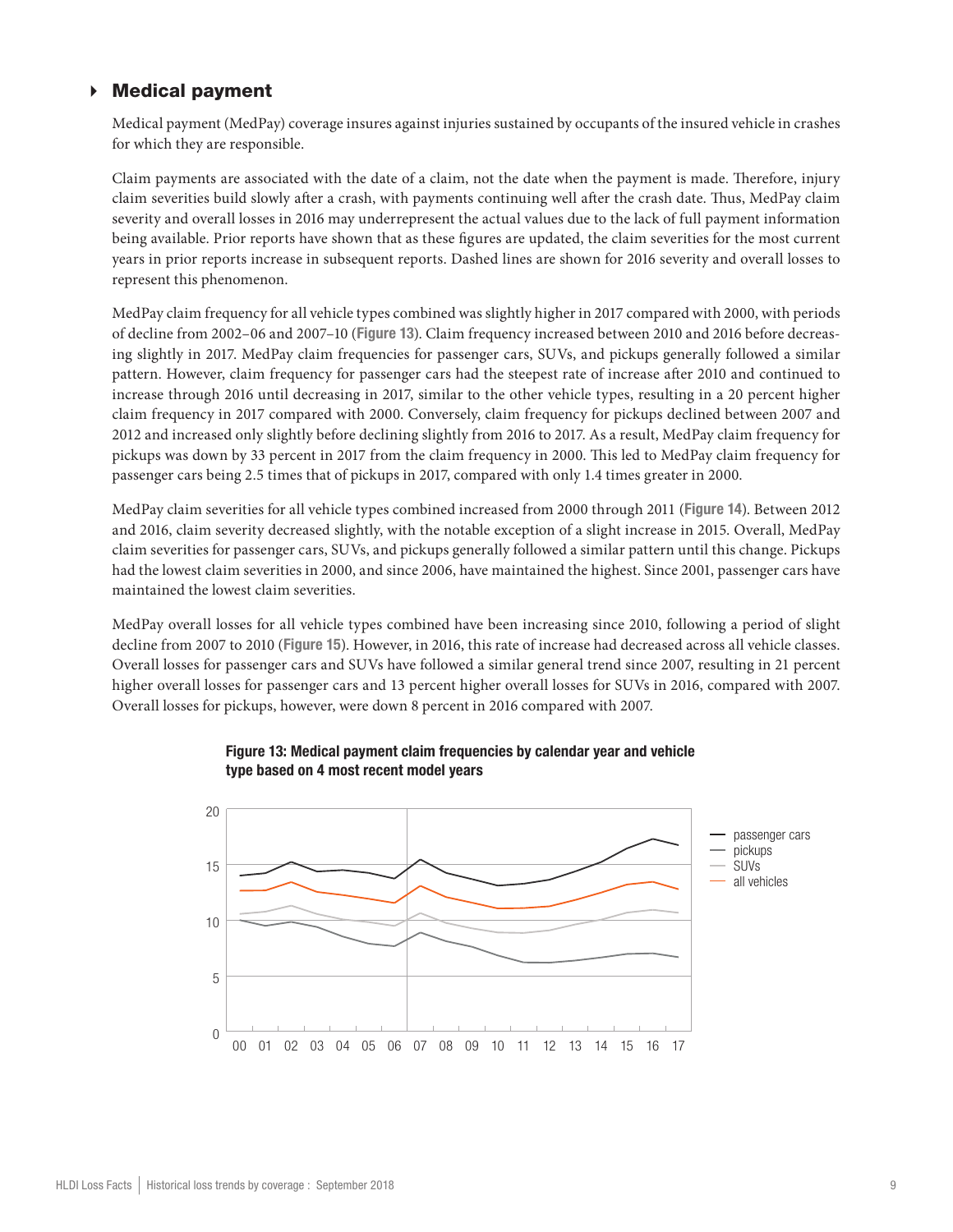## Medical payment

Medical payment (MedPay) coverage insures against injuries sustained by occupants of the insured vehicle in crashes for which they are responsible.

Claim payments are associated with the date of a claim, not the date when the payment is made. Therefore, injury claim severities build slowly after a crash, with payments continuing well after the crash date. Thus, MedPay claim severity and overall losses in 2016 may underrepresent the actual values due to the lack of full payment information being available. Prior reports have shown that as these figures are updated, the claim severities for the most current years in prior reports increase in subsequent reports. Dashed lines are shown for 2016 severity and overall losses to represent this phenomenon.

MedPay claim frequency for all vehicle types combined was slightly higher in 2017 compared with 2000, with periods of decline from 2002–06 and 2007–10 (**Figure 13**). Claim frequency increased between 2010 and 2016 before decreasing slightly in 2017. MedPay claim frequencies for passenger cars, SUVs, and pickups generally followed a similar pattern. However, claim frequency for passenger cars had the steepest rate of increase after 2010 and continued to increase through 2016 until decreasing in 2017, similar to the other vehicle types, resulting in a 20 percent higher claim frequency in 2017 compared with 2000. Conversely, claim frequency for pickups declined between 2007 and 2012 and increased only slightly before declining slightly from 2016 to 2017. As a result, MedPay claim frequency for pickups was down by 33 percent in 2017 from the claim frequency in 2000. This led to MedPay claim frequency for passenger cars being 2.5 times that of pickups in 2017, compared with only 1.4 times greater in 2000.

MedPay claim severities for all vehicle types combined increased from 2000 through 2011 (**Figure 14**). Between 2012 and 2016, claim severity decreased slightly, with the notable exception of a slight increase in 2015. Overall, MedPay claim severities for passenger cars, SUVs, and pickups generally followed a similar pattern until this change. Pickups had the lowest claim severities in 2000, and since 2006, have maintained the highest. Since 2001, passenger cars have maintained the lowest claim severities.

MedPay overall losses for all vehicle types combined have been increasing since 2010, following a period of slight decline from 2007 to 2010 (**Figure 15**). However, in 2016, this rate of increase had decreased across all vehicle classes. Overall losses for passenger cars and SUVs have followed a similar general trend since 2007, resulting in 21 percent higher overall losses for passenger cars and 13 percent higher overall losses for SUVs in 2016, compared with 2007. Overall losses for pickups, however, were down 8 percent in 2016 compared with 2007.

**Figure 13: Medical payment claim frequencies by calendar year and vehicle type based on 4 most recent model years**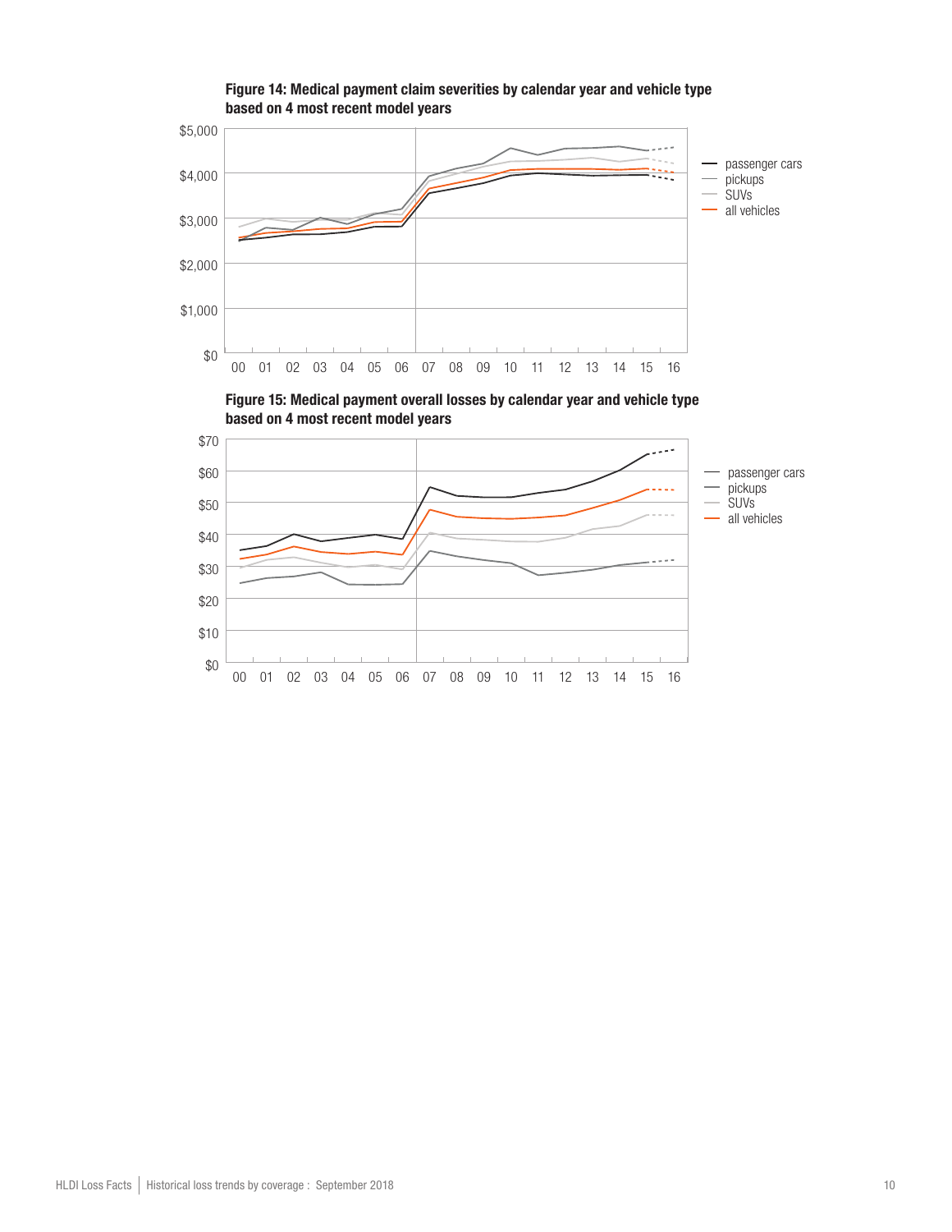**Figure 14: Medical payment claim severities by calendar year and vehicle type based on 4 most recent model years**

$5,000
$4,000
$3,000
$2,000
$1,000
$0

00 01 02 03 04 05 06 07 08 09 10 11 12 13 14 15 16

- passenger cars
- pickups
- SUVs
- all vehicles

**Figure 15: Medical payment overall losses by calendar year and vehicle type based on 4 most recent model years**

$70
$60
$50
$40
$30
$20
$10
$0

00 01 02 03 04 05 06 07 08 09 10 11 12 13 14 15 16

- passenger cars
- pickups
- SUVs
- all vehicles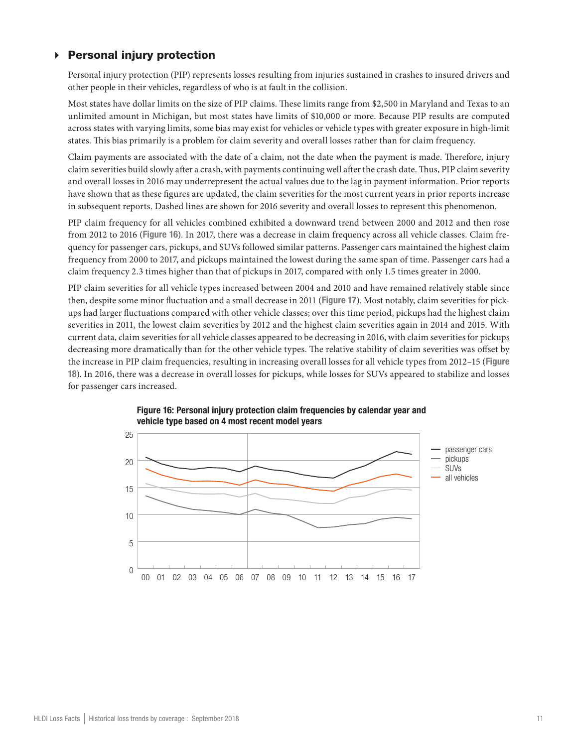## Personal injury protection

Personal injury protection (PIP) represents losses resulting from injuries sustained in crashes to insured drivers and other people in their vehicles, regardless of who is at fault in the collision.

Most states have dollar limits on the size of PIP claims. These limits range from $2,500 in Maryland and Texas to an unlimited amount in Michigan, but most states have limits of $10,000 or more. Because PIP results are computed across states with varying limits, some bias may exist for vehicles or vehicle types with greater exposure in high-limit states. This bias primarily is a problem for claim severity and overall losses rather than for claim frequency.

Claim payments are associated with the date of a claim, not the date when the payment is made. Therefore, injury claim severities build slowly after a crash, with payments continuing well after the crash date. Thus, PIP claim severity and overall losses in 2016 may underrepresent the actual values due to the lag in payment information. Prior reports have shown that as these figures are updated, the claim severities for the most current years in prior reports increase in subsequent reports. Dashed lines are shown for 2016 severity and overall losses to represent this phenomenon.

PIP claim frequency for all vehicles combined exhibited a downward trend between 2000 and 2012 and then rose from 2012 to 2016 (**Figure 16**). In 2017, there was a decrease in claim frequency across all vehicle classes. Claim frequency for passenger cars, pickups, and SUVs followed similar patterns. Passenger cars maintained the highest claim frequency from 2000 to 2017, and pickups maintained the lowest during the same span of time. Passenger cars had a claim frequency 2.3 times higher than that of pickups in 2017, compared with only 1.5 times greater in 2000.

PIP claim severities for all vehicle types increased between 2004 and 2010 and have remained relatively stable since then, despite some minor fluctuation and a small decrease in 2011 (**Figure 17**). Most notably, claim severities for pickups had larger fluctuations compared with other vehicle classes; over this time period, pickups had the highest claim severities in 2011, the lowest claim severities by 2012 and the highest claim severities again in 2014 and 2015. With current data, claim severities for all vehicle classes appeared to be decreasing in 2016, with claim severities for pickups decreasing more dramatically than for the other vehicle types. The relative stability of claim severities was offset by the increase in PIP claim frequencies, resulting in increasing overall losses for all vehicle types from 2012–15 (**Figure 18**). In 2016, there was a decrease in overall losses for pickups, while losses for SUVs appeared to stabilize and losses for passenger cars increased.

**Figure 16: Personal injury protection claim frequencies by calendar year and vehicle type based on 4 most recent model years**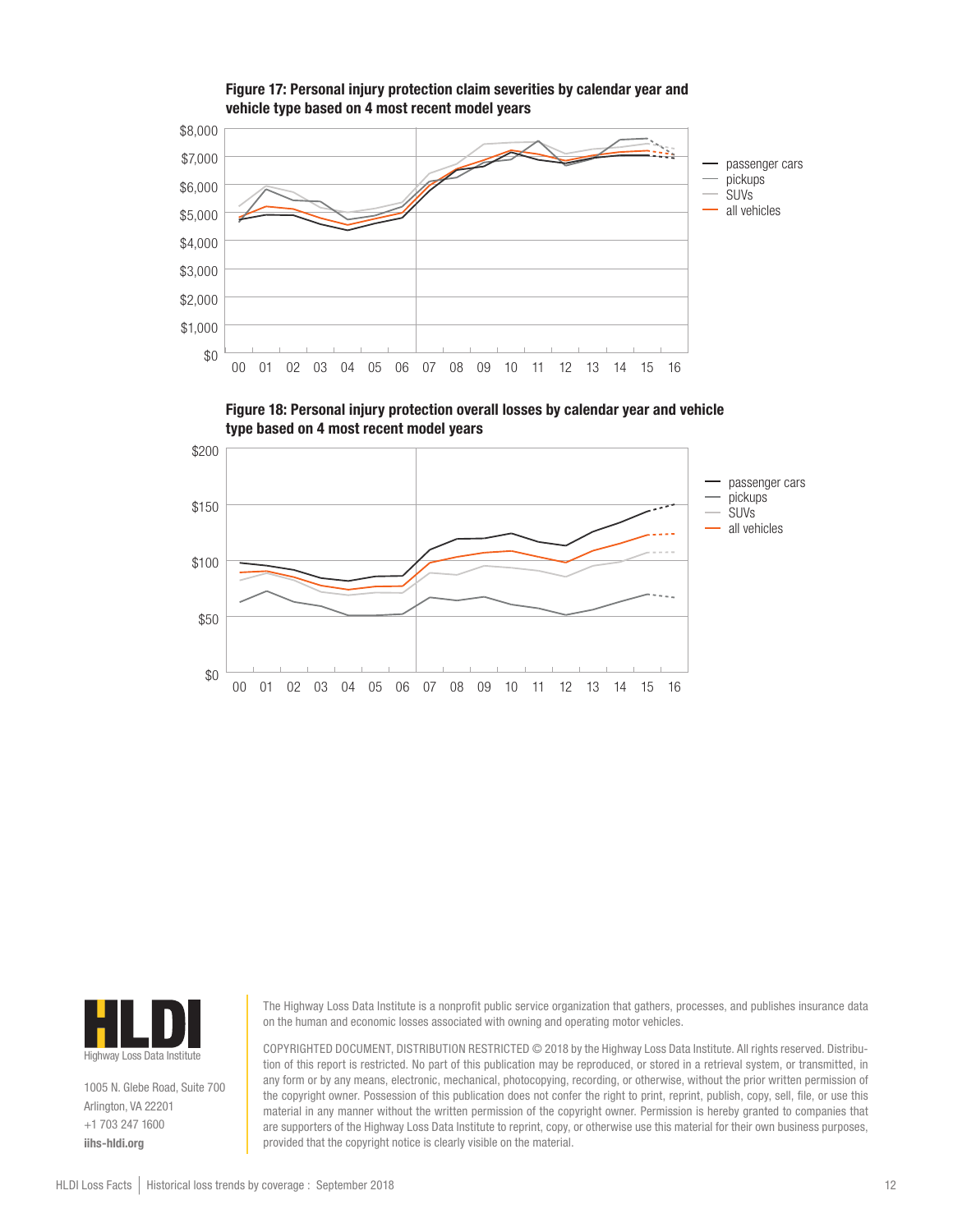**Figure 17: Personal injury protection claim severities by calendar year and vehicle type based on 4 most recent model years**

$8,000
$7,000
$6,000
$5,000
$4,000
$3,000
$2,000
$1,000
$0

00 01 02 03 04 05 06 07 08 09 10 11 12 13 14 15 16

passenger cars
pickups
SUVs
all vehicles

**Figure 18: Personal injury protection overall losses by calendar year and vehicle type based on 4 most recent model years**

$200
$150
$100
$50
$0

00 01 02 03 04 05 06 07 08 09 10 11 12 13 14 15 16

passenger cars
pickups
SUVs
all vehicles

HLDI
Highway Loss Data Institute

1005 N. Glebe Road, Suite 700
Arlington, VA 22201
+1 703 247 1600
**iihs-hldi.org**

The Highway Loss Data Institute is a nonprofit public service organization that gathers, processes, and publishes insurance data on the human and economic losses associated with owning and operating motor vehicles.

COPYRIGHTED DOCUMENT, DISTRIBUTION RESTRICTED © 2018 by the Highway Loss Data Institute. All rights reserved. Distribution of this report is restricted. No part of this publication may be reproduced, or stored in a retrieval system, or transmitted, in any form or by any means, electronic, mechanical, photocopying, recording, or otherwise, without the prior written permission of the copyright owner. Possession of this publication does not confer the right to print, reprint, publish, copy, sell, file, or use this material in any manner without the written permission of the copyright owner. Permission is hereby granted to companies that are supporters of the Highway Loss Data Institute to reprint, copy, or otherwise use this material for their own business purposes, provided that the copyright notice is clearly visible on the material.